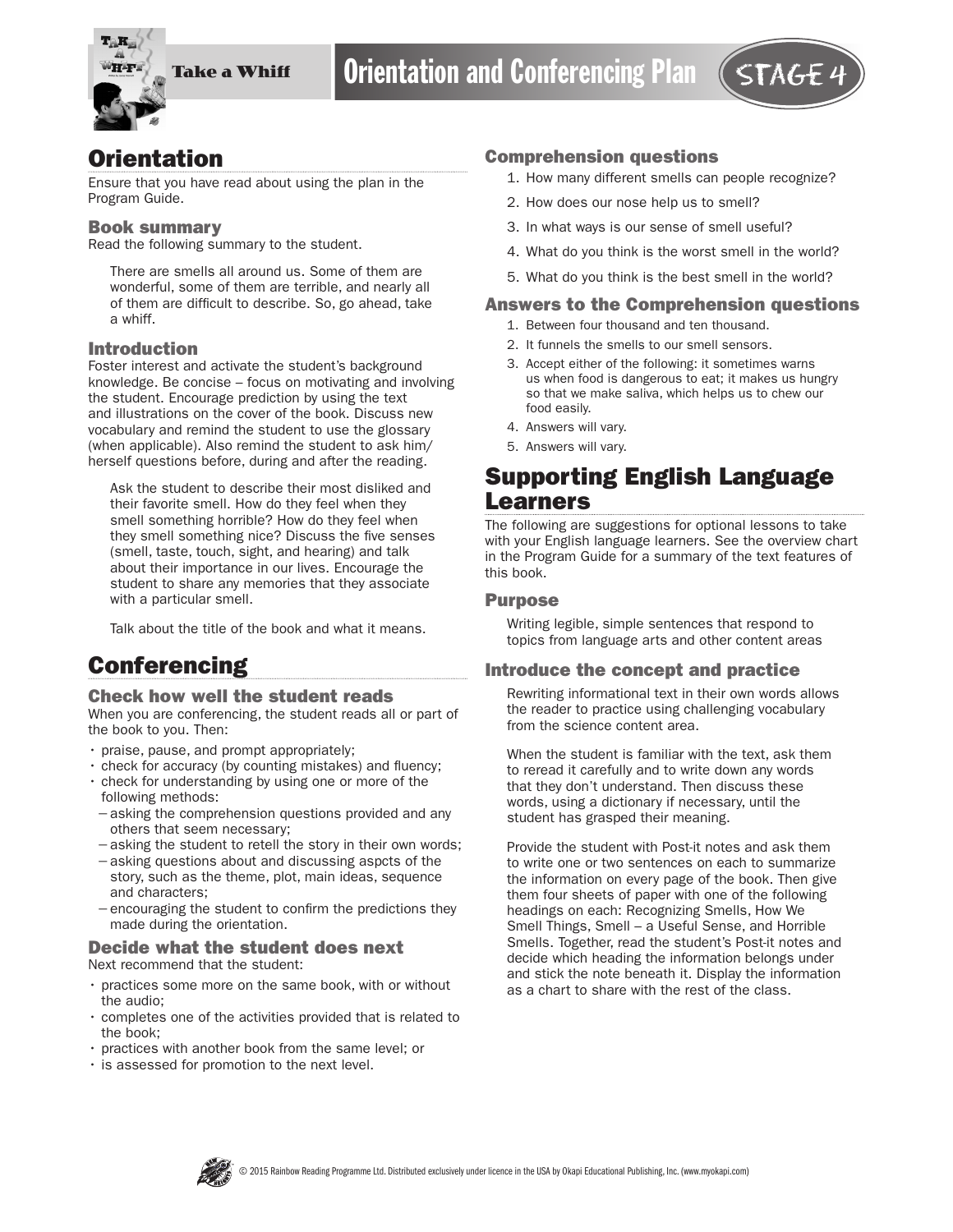# Take a Whiff — Orientation and Conferencing Plan — STAGE 4

## Orientation

Ensure that you have read about using the plan in the Program Guide.

### Book summary

Read the following summary to the student.

> There are smells all around us. Some of them are wonderful, some of them are terrible, and nearly all of them are difficult to describe. So, go ahead, take a whiff.

### Introduction

Foster interest and activate the student's background knowledge. Be concise – focus on motivating and involving the student. Encourage prediction by using the text and illustrations on the cover of the book. Discuss new vocabulary and remind the student to use the glossary (when applicable). Also remind the student to ask him/herself questions before, during and after the reading.

> Ask the student to describe their most disliked and their favorite smell. How do they feel when they smell something horrible? How do they feel when they smell something nice? Discuss the five senses (smell, taste, touch, sight, and hearing) and talk about their importance in our lives. Encourage the student to share any memories that they associate with a particular smell.
>
> Talk about the title of the book and what it means.

## Conferencing

### Check how well the student reads

When you are conferencing, the student reads all or part of the book to you. Then:

- praise, pause, and prompt appropriately;
- check for accuracy (by counting mistakes) and fluency;
- check for understanding by using one or more of the following methods:
  - asking the comprehension questions provided and any others that seem necessary;
  - asking the student to retell the story in their own words;
  - asking questions about and discussing aspcts of the story, such as the theme, plot, main ideas, sequence and characters;
  - encouraging the student to confirm the predictions they made during the orientation.

### Decide what the student does next

Next recommend that the student:

- practices some more on the same book, with or without the audio;
- completes one of the activities provided that is related to the book;
- practices with another book from the same level; or
- is assessed for promotion to the next level.

### Comprehension questions

1. How many different smells can people recognize?
2. How does our nose help us to smell?
3. In what ways is our sense of smell useful?
4. What do you think is the worst smell in the world?
5. What do you think is the best smell in the world?

### Answers to the Comprehension questions

1. Between four thousand and ten thousand.
2. It funnels the smells to our smell sensors.
3. Accept either of the following: it sometimes warns us when food is dangerous to eat; it makes us hungry so that we make saliva, which helps us to chew our food easily.
4. Answers will vary.
5. Answers will vary.

## Supporting English Language Learners

The following are suggestions for optional lessons to take with your English language learners. See the overview chart in the Program Guide for a summary of the text features of this book.

### Purpose

Writing legible, simple sentences that respond to topics from language arts and other content areas

### Introduce the concept and practice

Rewriting informational text in their own words allows the reader to practice using challenging vocabulary from the science content area.

When the student is familiar with the text, ask them to reread it carefully and to write down any words that they don't understand. Then discuss these words, using a dictionary if necessary, until the student has grasped their meaning.

Provide the student with Post-it notes and ask them to write one or two sentences on each to summarize the information on every page of the book. Then give them four sheets of paper with one of the following headings on each: Recognizing Smells, How We Smell Things, Smell – a Useful Sense, and Horrible Smells. Together, read the student's Post-it notes and decide which heading the information belongs under and stick the note beneath it. Display the information as a chart to share with the rest of the class.

© 2015 Rainbow Reading Programme Ltd. Distributed exclusively under licence in the USA by Okapi Educational Publishing, Inc. (www.myokapi.com)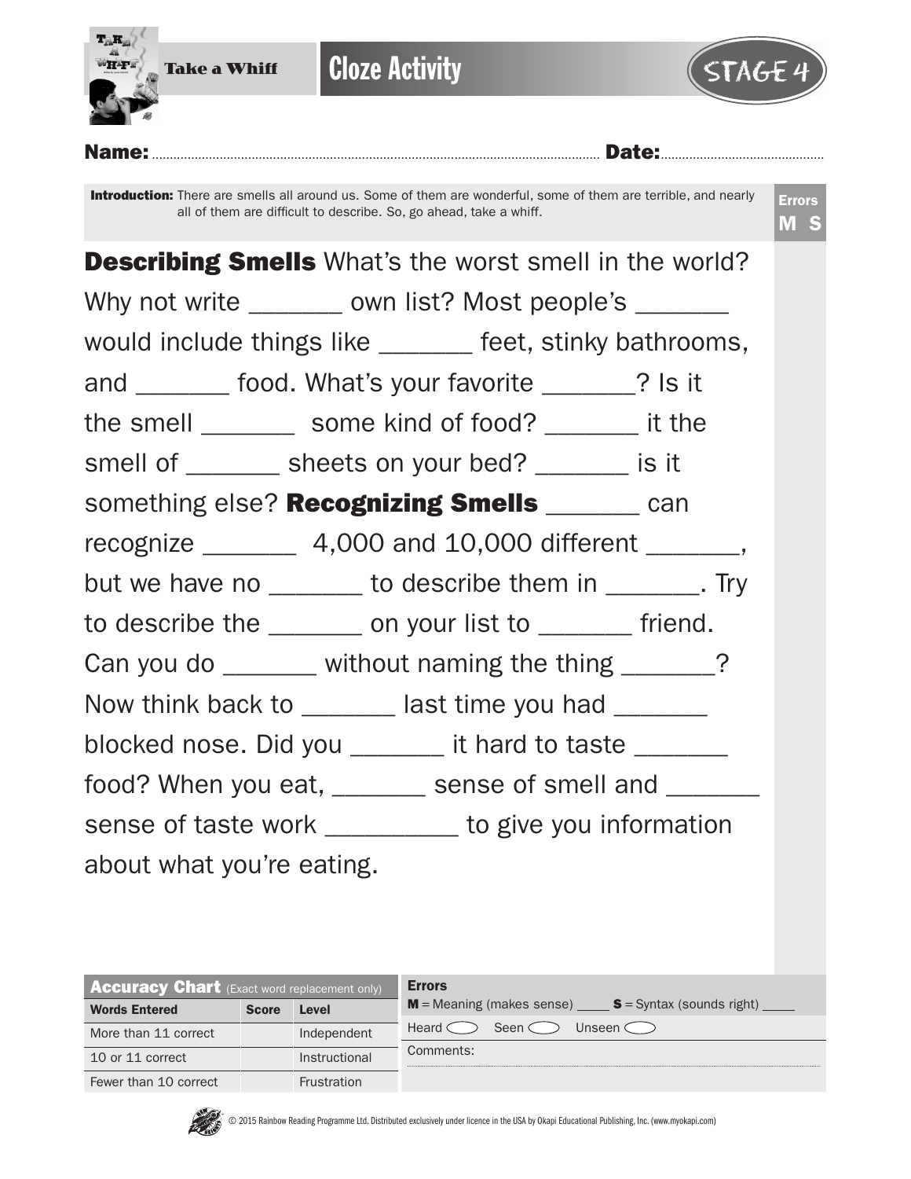Take a Whiff

# Cloze Activity

STAGE 4

**Name:** .................................................... **Date:** ....................................

**Introduction:** There are smells all around us. Some of them are wonderful, some of them are terrible, and nearly all of them are difficult to describe. So, go ahead, take a whiff.

Errors
M S

**Describing Smells** What's the worst smell in the world? Why not write _______ own list? Most people's _______ would include things like _______ feet, stinky bathrooms, and _______ food. What's your favorite _______? Is it the smell _______ some kind of food? _______ it the smell of _______ sheets on your bed? _______ is it something else? **Recognizing Smells** _______ can recognize _______ 4,000 and 10,000 different _______, but we have no _______ to describe them in _______. Try to describe the _______ on your list to _______ friend. Can you do _______ without naming the thing _______? Now think back to _______ last time you had _______ blocked nose. Did you _______ it hard to taste _______ food? When you eat, _______ sense of smell and _______ sense of taste work __________ to give you information about what you're eating.

| **Accuracy Chart** (Exact word replacement only) | | |
|---|---|---|
| **Words Entered** | **Score** | **Level** |
| More than 11 correct | | Independent |
| 10 or 11 correct | | Instructional |
| Fewer than 10 correct | | Frustration |

**Errors**

**M** = Meaning (makes sense) ____ **S** = Syntax (sounds right) ____

Heard ◯ Seen ◯ Unseen ◯

Comments:

© 2015 Rainbow Reading Programme Ltd. Distributed exclusively under licence in the USA by Okapi Educational Publishing, Inc. (www.myokapi.com)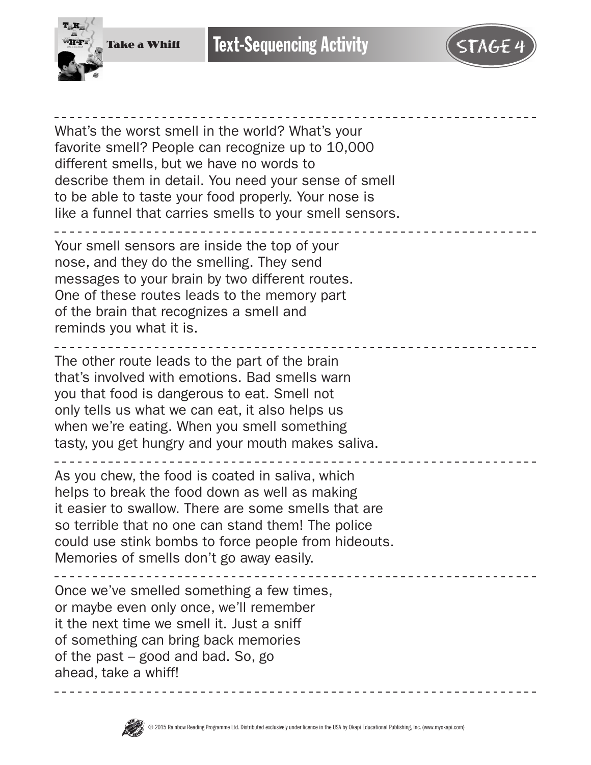# Take a Whiff — Text-Sequencing Activity

STAGE 4

---

What's the worst smell in the world? What's your favorite smell? People can recognize up to 10,000 different smells, but we have no words to describe them in detail. You need your sense of smell to be able to taste your food properly. Your nose is like a funnel that carries smells to your smell sensors.

---

Your smell sensors are inside the top of your nose, and they do the smelling. They send messages to your brain by two different routes. One of these routes leads to the memory part of the brain that recognizes a smell and reminds you what it is.

---

The other route leads to the part of the brain that's involved with emotions. Bad smells warn you that food is dangerous to eat. Smell not only tells us what we can eat, it also helps us when we're eating. When you smell something tasty, you get hungry and your mouth makes saliva.

---

As you chew, the food is coated in saliva, which helps to break the food down as well as making it easier to swallow. There are some smells that are so terrible that no one can stand them! The police could use stink bombs to force people from hideouts. Memories of smells don't go away easily.

---

Once we've smelled something a few times, or maybe even only once, we'll remember it the next time we smell it. Just a sniff of something can bring back memories of the past – good and bad. So, go ahead, take a whiff!

---

© 2015 Rainbow Reading Programme Ltd. Distributed exclusively under licence in the USA by Okapi Educational Publishing, Inc. (www.myokapi.com)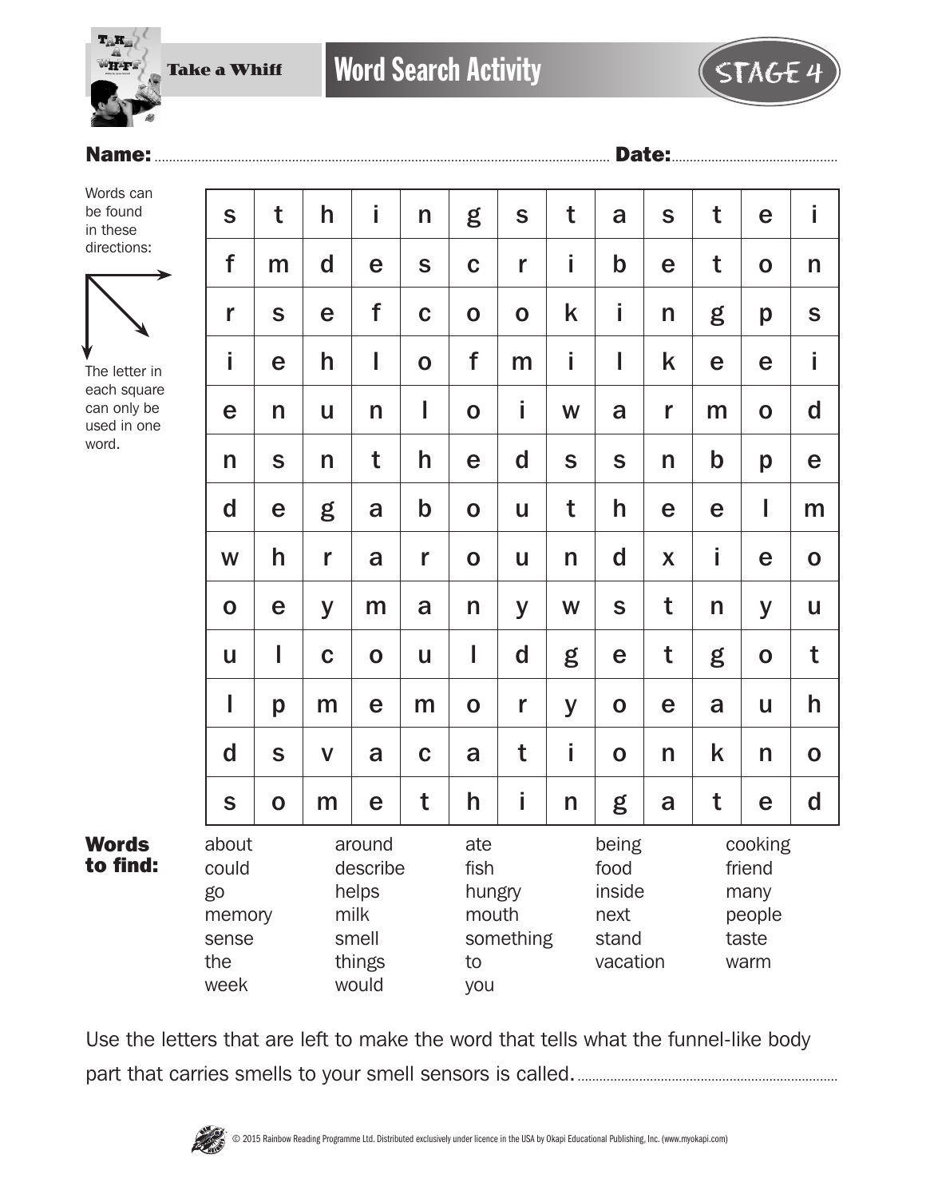Take a Whiff

# Word Search Activity

STAGE 4

**Name:** ........................................ **Date:** ....................

Words can be found in these directions: → ↓ ↘

The letter in each square can only be used in one word.

| | | | | | | | | | | | | |
|---|---|---|---|---|---|---|---|---|---|---|---|---|
| s | t | h | i | n | g | s | t | a | s | t | e | i |
| f | m | d | e | s | c | r | i | b | e | t | o | n |
| r | s | e | f | c | o | o | k | i | n | g | p | s |
| i | e | h | l | o | f | m | i | l | k | e | e | i |
| e | n | u | n | l | o | i | w | a | r | m | o | d |
| n | s | n | t | h | e | d | s | s | n | b | p | e |
| d | e | g | a | b | o | u | t | h | e | e | l | m |
| w | h | r | a | r | o | u | n | d | x | i | e | o |
| o | e | y | m | a | n | y | w | s | t | n | y | u |
| u | l | c | o | u | l | d | g | e | t | g | o | t |
| l | p | m | e | m | o | r | y | o | e | a | u | h |
| d | s | v | a | c | a | t | i | o | n | k | n | o |
| s | o | m | e | t | h | i | n | g | a | t | e | d |

**Words to find:**

| | | | | |
|---|---|---|---|---|
| about | around | ate | being | cooking |
| could | describe | fish | food | friend |
| go | helps | hungry | inside | many |
| memory | milk | mouth | next | people |
| sense | smell | something | stand | taste |
| the | things | to | vacation | warm |
| week | would | you | | |

Use the letters that are left to make the word that tells what the funnel-like body part that carries smells to your smell sensors is called. ..............................

© 2015 Rainbow Reading Programme Ltd. Distributed exclusively under licence in the USA by Okapi Educational Publishing, Inc. (www.myokapi.com)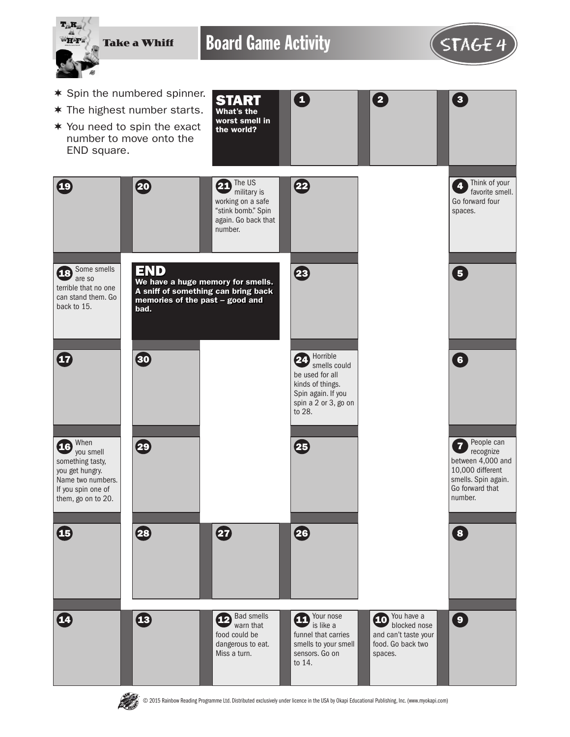# Take a Whiff — Board Game Activity

STAGE 4

- Spin the numbered spinner.
- The highest number starts.
- You need to spin the exact number to move onto the END square.

**START**
**What's the worst smell in the world?**

1

2

3

4 Think of your favorite smell. Go forward four spaces.

5

6

7 People can recognize between 4,000 and 10,000 different smells. Spin again. Go forward that number.

8

9

10 You have a blocked nose and can't taste your food. Go back two spaces.

11 Your nose is like a funnel that carries smells to your smell sensors. Go on to 14.

12 Bad smells warn that food could be dangerous to eat. Miss a turn.

13

14

15

16 When you smell something tasty, you get hungry. Name two numbers. If you spin one of them, go on to 20.

17

18 Some smells are so terrible that no one can stand them. Go back to 15.

19

20

21 The US military is working on a safe "stink bomb." Spin again. Go back that number.

22

23

24 Horrible smells could be used for all kinds of things. Spin again. If you spin a 2 or 3, go on to 28.

25

26

27

28

29

30

**END**
**We have a huge memory for smells. A sniff of something can bring back memories of the past – good and bad.**

© 2015 Rainbow Reading Programme Ltd. Distributed exclusively under licence in the USA by Okapi Educational Publishing, Inc. (www.myokapi.com)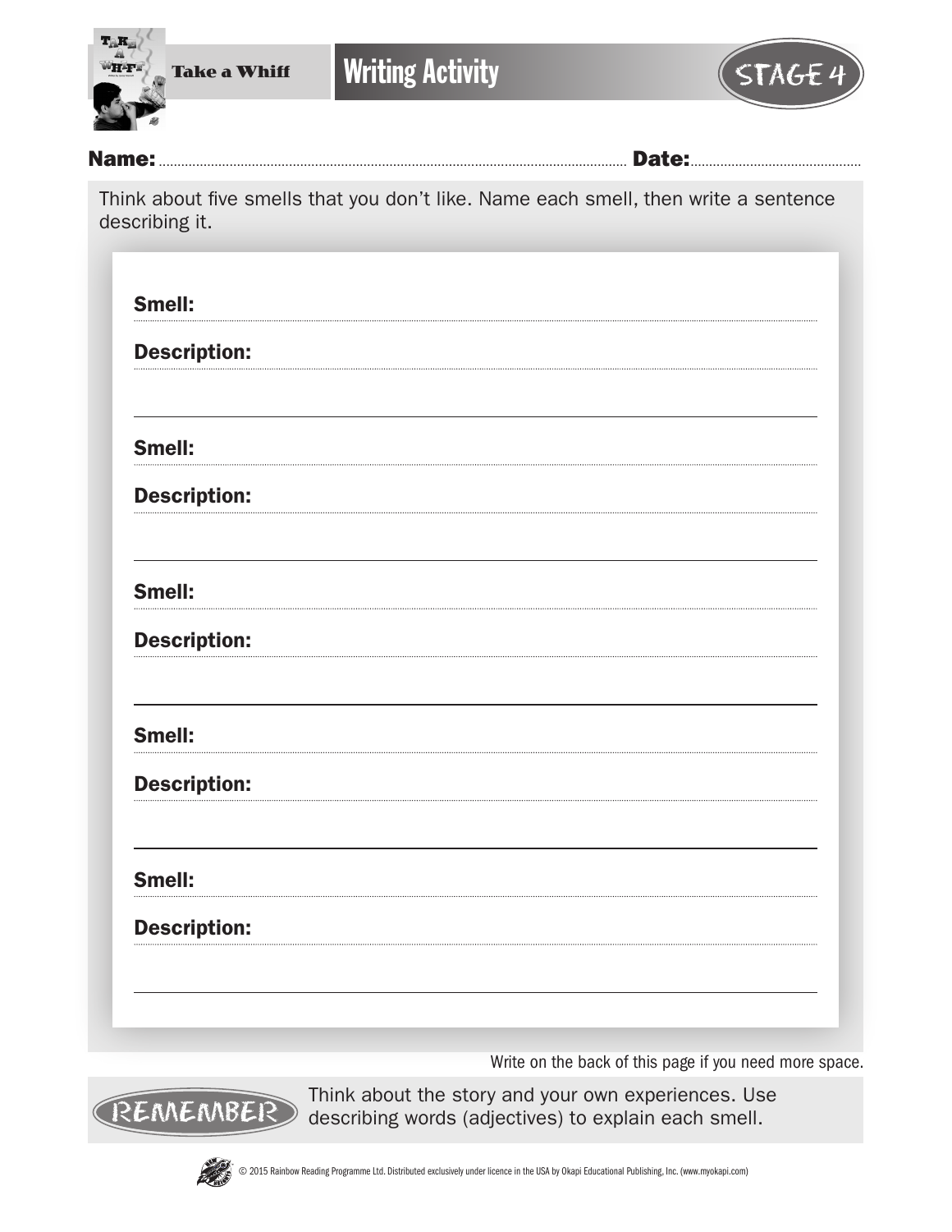Take a Whiff

# Writing Activity

STAGE 4

**Name:** ........................................ **Date:** ....................

Think about five smells that you don't like. Name each smell, then write a sentence describing it.

**Smell:** ........................................

**Description:** ........................................

........................................

**Smell:** ........................................

**Description:** ........................................

........................................

**Smell:** ........................................

**Description:** ........................................

........................................

**Smell:** ........................................

**Description:** ........................................

........................................

**Smell:** ........................................

**Description:** ........................................

........................................

Write on the back of this page if you need more space.

**REMEMBER** Think about the story and your own experiences. Use describing words (adjectives) to explain each smell.

© 2015 Rainbow Reading Programme Ltd. Distributed exclusively under licence in the USA by Okapi Educational Publishing, Inc. (www.myokapi.com)